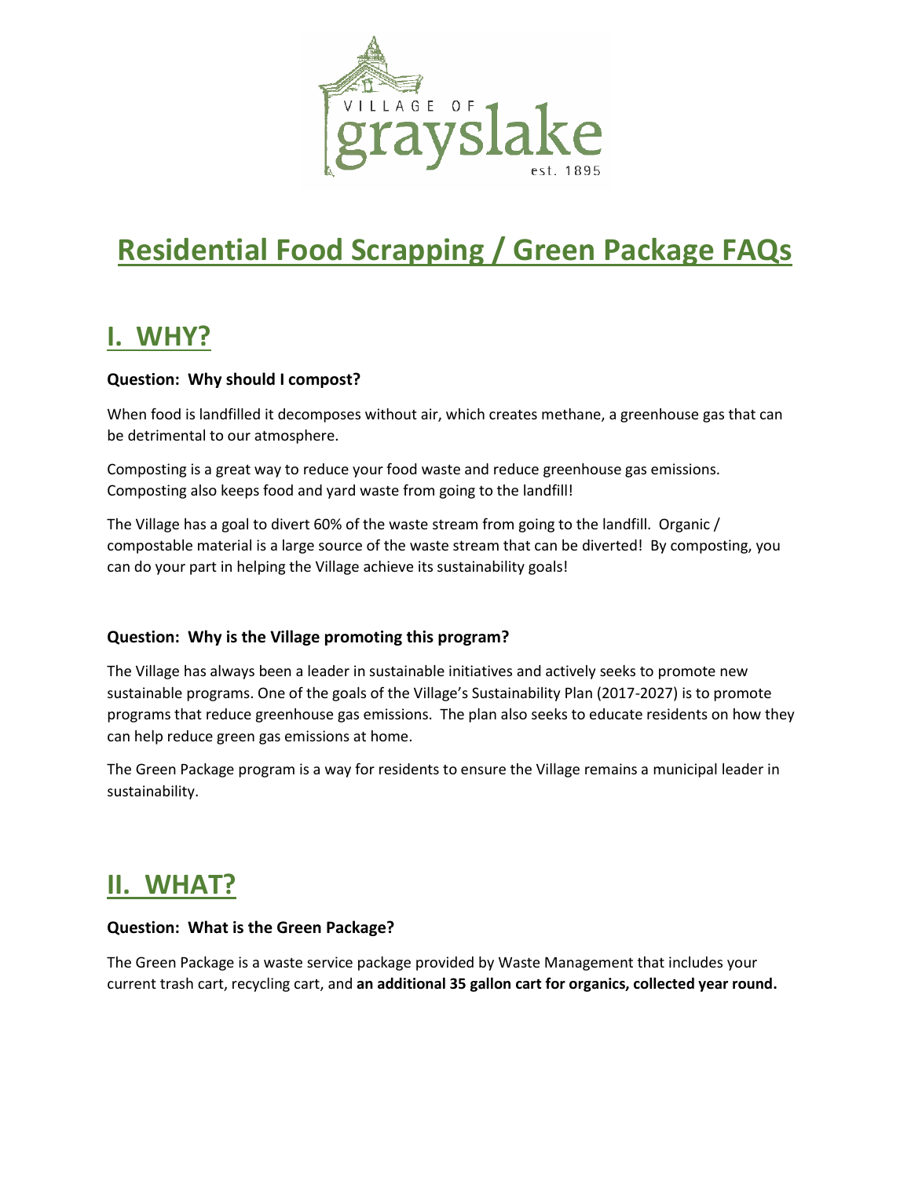# Residential Food Scrapping / Green Package FAQs

## I. WHY?

**Question: Why should I compost?**

When food is landfilled it decomposes without air, which creates methane, a greenhouse gas that can be detrimental to our atmosphere.

Composting is a great way to reduce your food waste and reduce greenhouse gas emissions. Composting also keeps food and yard waste from going to the landfill!

The Village has a goal to divert 60% of the waste stream from going to the landfill. Organic / compostable material is a large source of the waste stream that can be diverted! By composting, you can do your part in helping the Village achieve its sustainability goals!

**Question: Why is the Village promoting this program?**

The Village has always been a leader in sustainable initiatives and actively seeks to promote new sustainable programs. One of the goals of the Village's Sustainability Plan (2017-2027) is to promote programs that reduce greenhouse gas emissions. The plan also seeks to educate residents on how they can help reduce green gas emissions at home.

The Green Package program is a way for residents to ensure the Village remains a municipal leader in sustainability.

## II. WHAT?

**Question: What is the Green Package?**

The Green Package is a waste service package provided by Waste Management that includes your current trash cart, recycling cart, and **an additional 35 gallon cart for organics, collected year round.**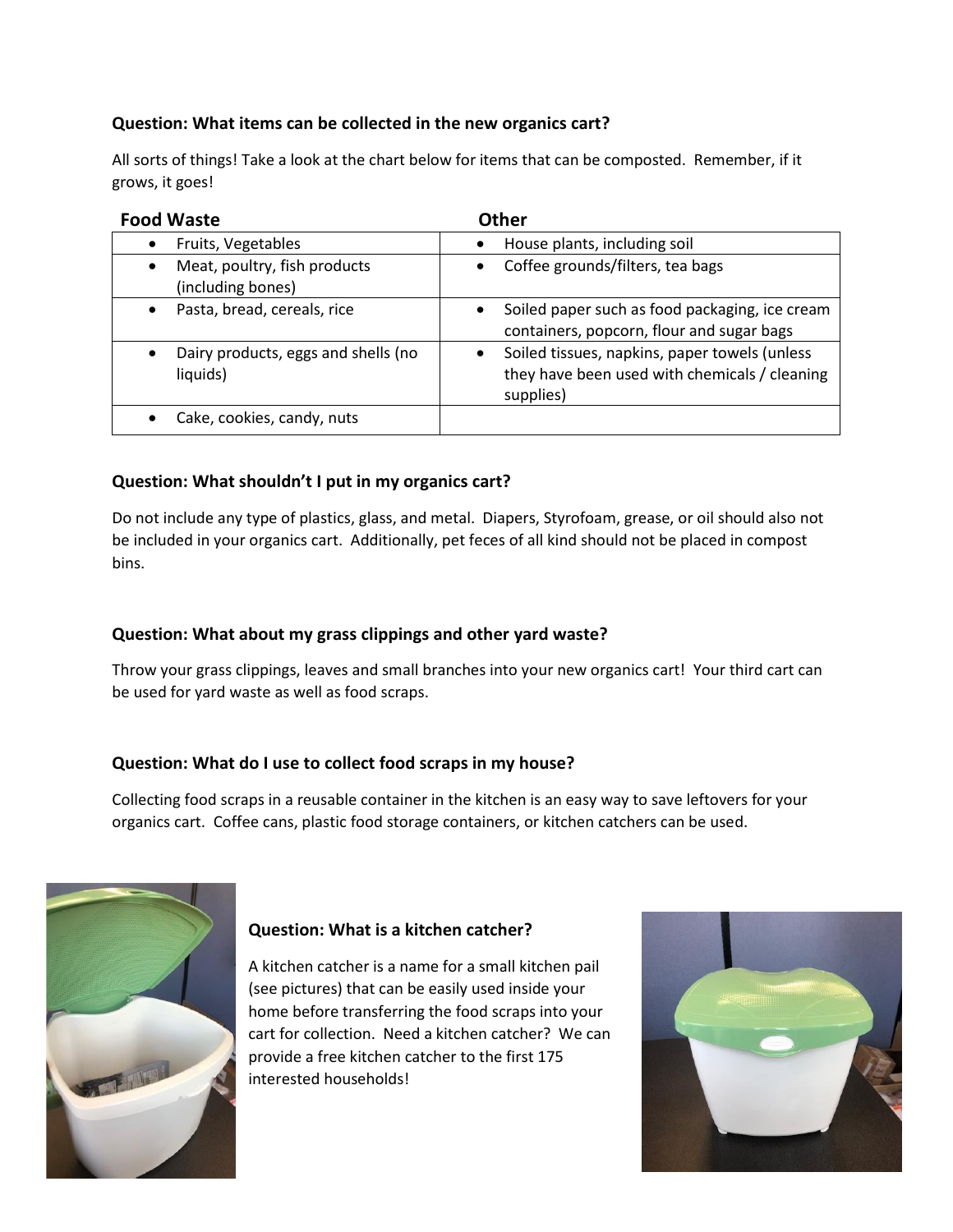**Question: What items can be collected in the new organics cart?**

All sorts of things! Take a look at the chart below for items that can be composted. Remember, if it grows, it goes!

| Food Waste | Other |
|---|---|
| • Fruits, Vegetables | • House plants, including soil |
| • Meat, poultry, fish products (including bones) | • Coffee grounds/filters, tea bags |
| • Pasta, bread, cereals, rice | • Soiled paper such as food packaging, ice cream containers, popcorn, flour and sugar bags |
| • Dairy products, eggs and shells (no liquids) | • Soiled tissues, napkins, paper towels (unless they have been used with chemicals / cleaning supplies) |
| • Cake, cookies, candy, nuts | |

**Question: What shouldn't I put in my organics cart?**

Do not include any type of plastics, glass, and metal. Diapers, Styrofoam, grease, or oil should also not be included in your organics cart. Additionally, pet feces of all kind should not be placed in compost bins.

**Question: What about my grass clippings and other yard waste?**

Throw your grass clippings, leaves and small branches into your new organics cart! Your third cart can be used for yard waste as well as food scraps.

**Question: What do I use to collect food scraps in my house?**

Collecting food scraps in a reusable container in the kitchen is an easy way to save leftovers for your organics cart. Coffee cans, plastic food storage containers, or kitchen catchers can be used.

**Question: What is a kitchen catcher?**

A kitchen catcher is a name for a small kitchen pail (see pictures) that can be easily used inside your home before transferring the food scraps into your cart for collection. Need a kitchen catcher? We can provide a free kitchen catcher to the first 175 interested households!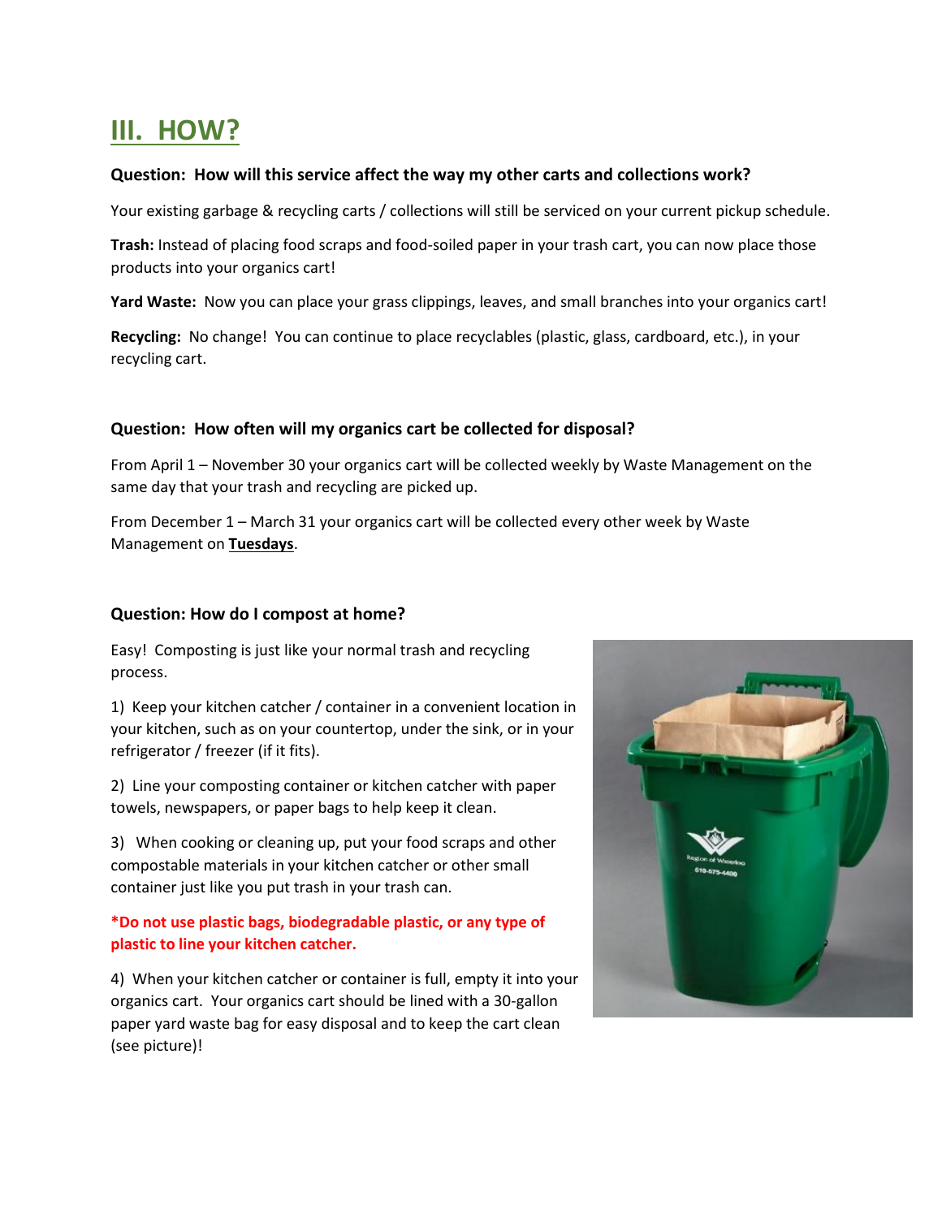## III. HOW?

**Question: How will this service affect the way my other carts and collections work?**

Your existing garbage & recycling carts / collections will still be serviced on your current pickup schedule.

**Trash:** Instead of placing food scraps and food-soiled paper in your trash cart, you can now place those products into your organics cart!

**Yard Waste:** Now you can place your grass clippings, leaves, and small branches into your organics cart!

**Recycling:** No change! You can continue to place recyclables (plastic, glass, cardboard, etc.), in your recycling cart.

**Question: How often will my organics cart be collected for disposal?**

From April 1 – November 30 your organics cart will be collected weekly by Waste Management on the same day that your trash and recycling are picked up.

From December 1 – March 31 your organics cart will be collected every other week by Waste Management on **Tuesdays**.

**Question: How do I compost at home?**

Easy! Composting is just like your normal trash and recycling process.

1) Keep your kitchen catcher / container in a convenient location in your kitchen, such as on your countertop, under the sink, or in your refrigerator / freezer (if it fits).

2) Line your composting container or kitchen catcher with paper towels, newspapers, or paper bags to help keep it clean.

3) When cooking or cleaning up, put your food scraps and other compostable materials in your kitchen catcher or other small container just like you put trash in your trash can.

**\*Do not use plastic bags, biodegradable plastic, or any type of plastic to line your kitchen catcher.**

4) When your kitchen catcher or container is full, empty it into your organics cart. Your organics cart should be lined with a 30-gallon paper yard waste bag for easy disposal and to keep the cart clean (see picture)!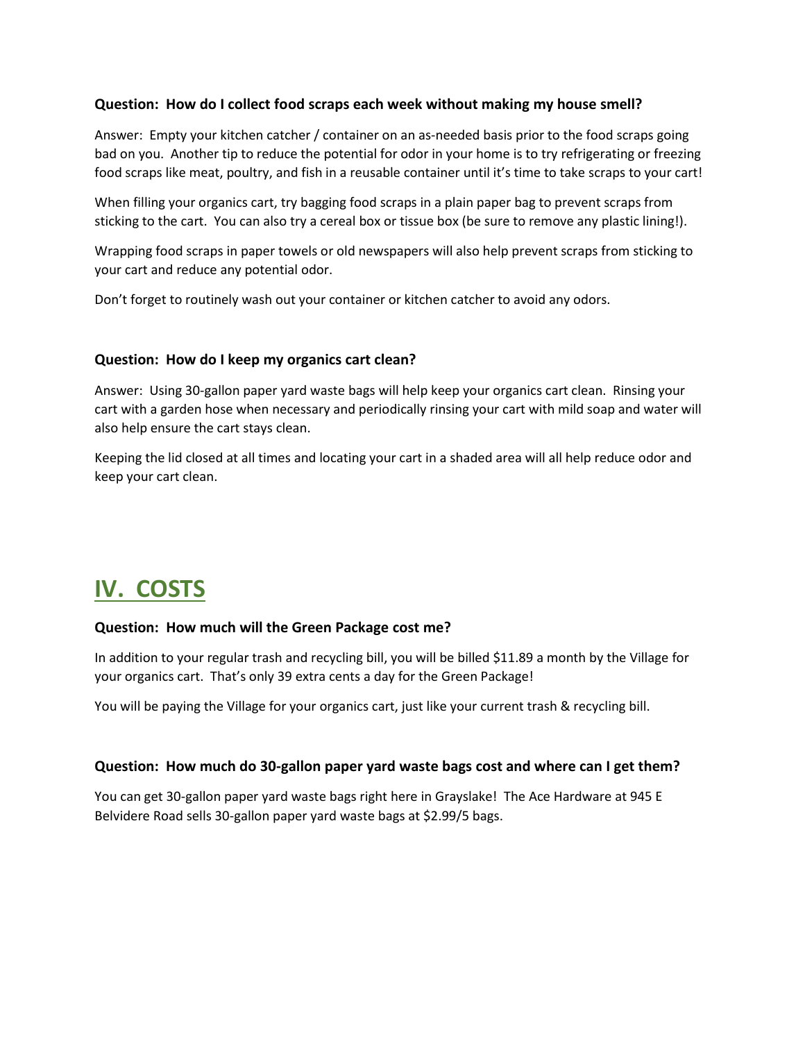**Question: How do I collect food scraps each week without making my house smell?**

Answer: Empty your kitchen catcher / container on an as-needed basis prior to the food scraps going bad on you. Another tip to reduce the potential for odor in your home is to try refrigerating or freezing food scraps like meat, poultry, and fish in a reusable container until it's time to take scraps to your cart!

When filling your organics cart, try bagging food scraps in a plain paper bag to prevent scraps from sticking to the cart. You can also try a cereal box or tissue box (be sure to remove any plastic lining!).

Wrapping food scraps in paper towels or old newspapers will also help prevent scraps from sticking to your cart and reduce any potential odor.

Don't forget to routinely wash out your container or kitchen catcher to avoid any odors.

**Question: How do I keep my organics cart clean?**

Answer: Using 30-gallon paper yard waste bags will help keep your organics cart clean. Rinsing your cart with a garden hose when necessary and periodically rinsing your cart with mild soap and water will also help ensure the cart stays clean.

Keeping the lid closed at all times and locating your cart in a shaded area will all help reduce odor and keep your cart clean.

# IV. COSTS

**Question: How much will the Green Package cost me?**

In addition to your regular trash and recycling bill, you will be billed $11.89 a month by the Village for your organics cart. That's only 39 extra cents a day for the Green Package!

You will be paying the Village for your organics cart, just like your current trash & recycling bill.

**Question: How much do 30-gallon paper yard waste bags cost and where can I get them?**

You can get 30-gallon paper yard waste bags right here in Grayslake! The Ace Hardware at 945 E Belvidere Road sells 30-gallon paper yard waste bags at $2.99/5 bags.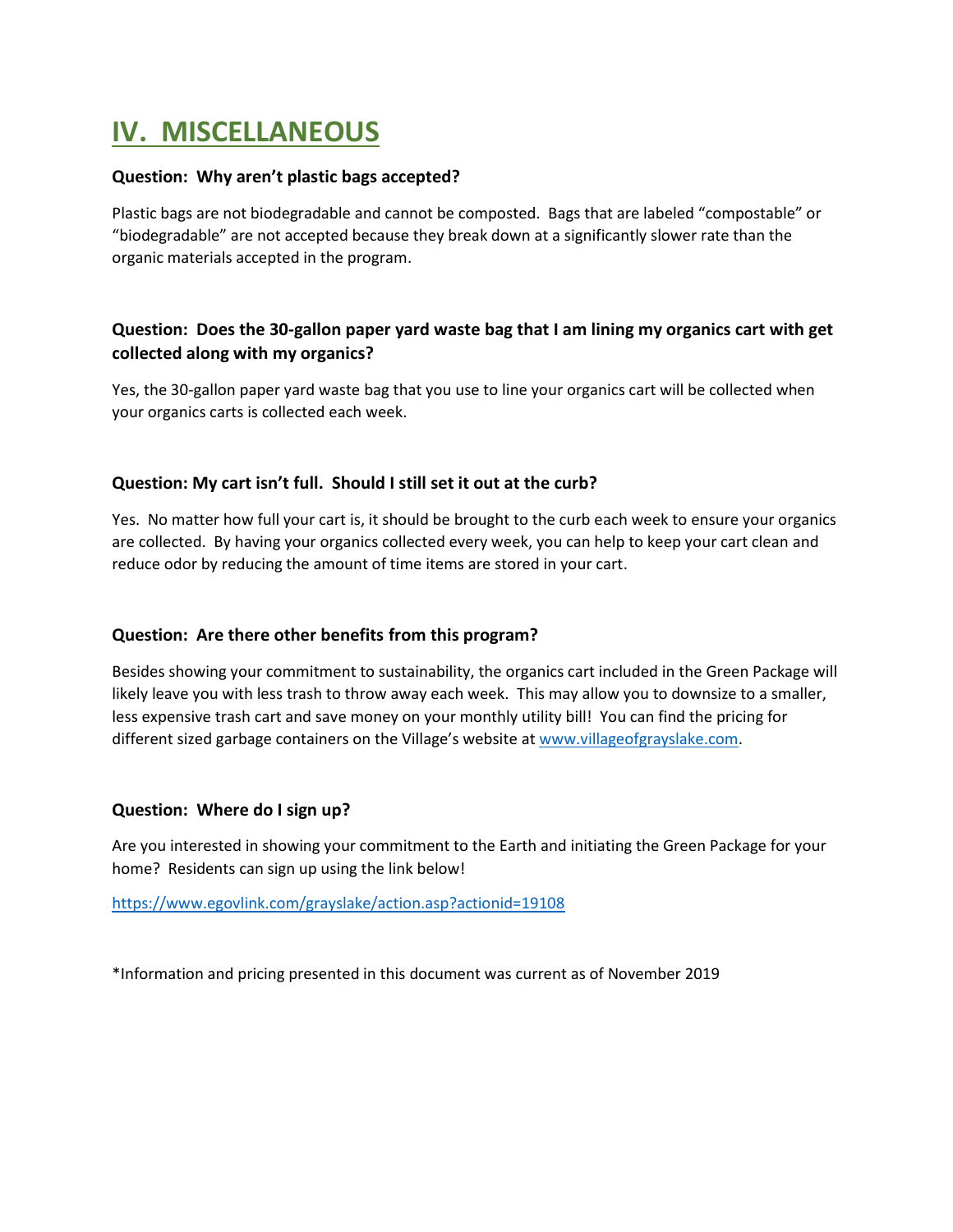# IV. MISCELLANEOUS

**Question: Why aren't plastic bags accepted?**

Plastic bags are not biodegradable and cannot be composted. Bags that are labeled "compostable" or "biodegradable" are not accepted because they break down at a significantly slower rate than the organic materials accepted in the program.

**Question: Does the 30-gallon paper yard waste bag that I am lining my organics cart with get collected along with my organics?**

Yes, the 30-gallon paper yard waste bag that you use to line your organics cart will be collected when your organics carts is collected each week.

**Question: My cart isn't full. Should I still set it out at the curb?**

Yes. No matter how full your cart is, it should be brought to the curb each week to ensure your organics are collected. By having your organics collected every week, you can help to keep your cart clean and reduce odor by reducing the amount of time items are stored in your cart.

**Question: Are there other benefits from this program?**

Besides showing your commitment to sustainability, the organics cart included in the Green Package will likely leave you with less trash to throw away each week. This may allow you to downsize to a smaller, less expensive trash cart and save money on your monthly utility bill! You can find the pricing for different sized garbage containers on the Village's website at [www.villageofgrayslake.com](http://www.villageofgrayslake.com).

**Question: Where do I sign up?**

Are you interested in showing your commitment to the Earth and initiating the Green Package for your home? Residents can sign up using the link below!

https://www.egovlink.com/grayslake/action.asp?actionid=19108

*Information and pricing presented in this document was current as of November 2019